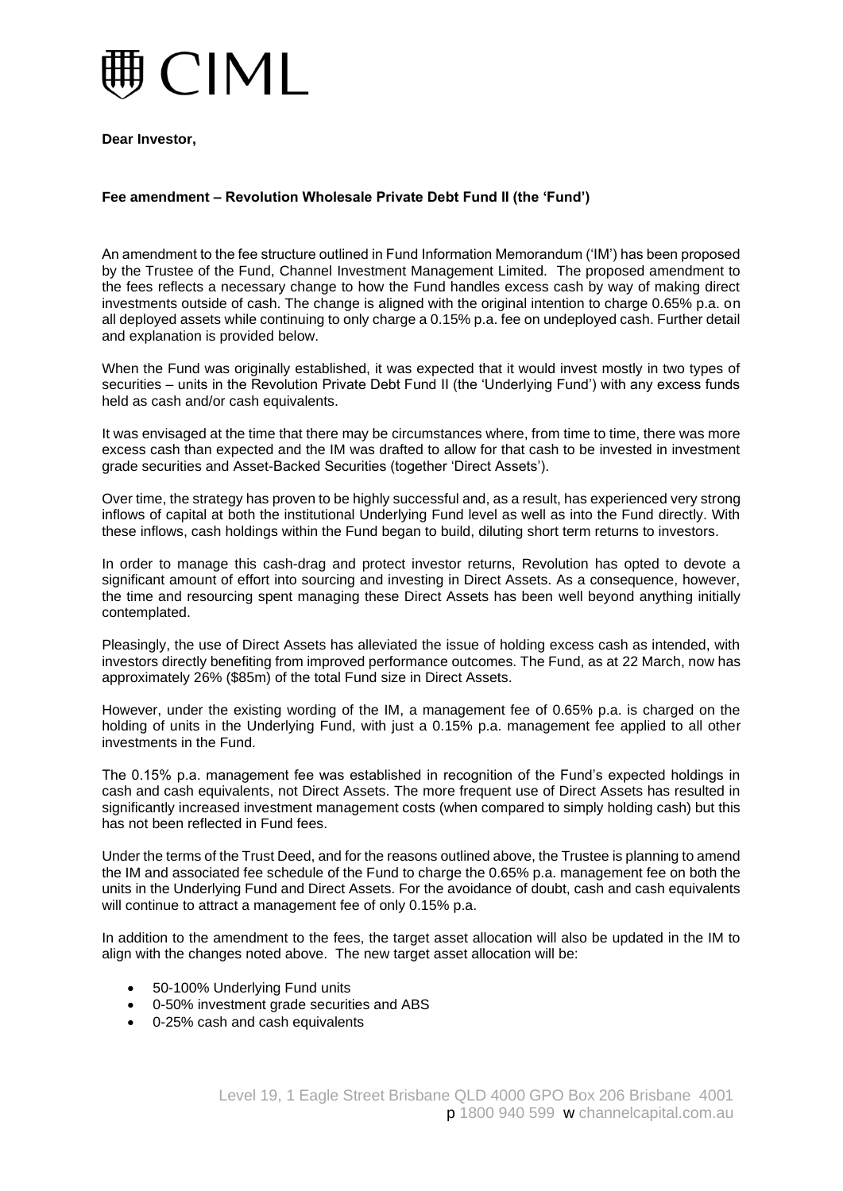# CIML

**Dear Investor,**

**Fee amendment – Revolution Wholesale Private Debt Fund II (the 'Fund')**

An amendment to the fee structure outlined in Fund Information Memorandum ('IM') has been proposed by the Trustee of the Fund, Channel Investment Management Limited. The proposed amendment to the fees reflects a necessary change to how the Fund handles excess cash by way of making direct investments outside of cash. The change is aligned with the original intention to charge 0.65% p.a. on all deployed assets while continuing to only charge a 0.15% p.a. fee on undeployed cash. Further detail and explanation is provided below.

When the Fund was originally established, it was expected that it would invest mostly in two types of securities – units in the Revolution Private Debt Fund II (the 'Underlying Fund') with any excess funds held as cash and/or cash equivalents.

It was envisaged at the time that there may be circumstances where, from time to time, there was more excess cash than expected and the IM was drafted to allow for that cash to be invested in investment grade securities and Asset-Backed Securities (together 'Direct Assets').

Over time, the strategy has proven to be highly successful and, as a result, has experienced very strong inflows of capital at both the institutional Underlying Fund level as well as into the Fund directly. With these inflows, cash holdings within the Fund began to build, diluting short term returns to investors.

In order to manage this cash-drag and protect investor returns, Revolution has opted to devote a significant amount of effort into sourcing and investing in Direct Assets. As a consequence, however, the time and resourcing spent managing these Direct Assets has been well beyond anything initially contemplated.

Pleasingly, the use of Direct Assets has alleviated the issue of holding excess cash as intended, with investors directly benefiting from improved performance outcomes. The Fund, as at 22 March, now has approximately 26% ($85m) of the total Fund size in Direct Assets.

However, under the existing wording of the IM, a management fee of 0.65% p.a. is charged on the holding of units in the Underlying Fund, with just a 0.15% p.a. management fee applied to all other investments in the Fund.

The 0.15% p.a. management fee was established in recognition of the Fund's expected holdings in cash and cash equivalents, not Direct Assets. The more frequent use of Direct Assets has resulted in significantly increased investment management costs (when compared to simply holding cash) but this has not been reflected in Fund fees.

Under the terms of the Trust Deed, and for the reasons outlined above, the Trustee is planning to amend the IM and associated fee schedule of the Fund to charge the 0.65% p.a. management fee on both the units in the Underlying Fund and Direct Assets. For the avoidance of doubt, cash and cash equivalents will continue to attract a management fee of only 0.15% p.a.

In addition to the amendment to the fees, the target asset allocation will also be updated in the IM to align with the changes noted above. The new target asset allocation will be:

- 50-100% Underlying Fund units
- 0-50% investment grade securities and ABS
- 0-25% cash and cash equivalents

Level 19, 1 Eagle Street Brisbane QLD 4000 GPO Box 206 Brisbane 4001
p 1800 940 599 w channelcapital.com.au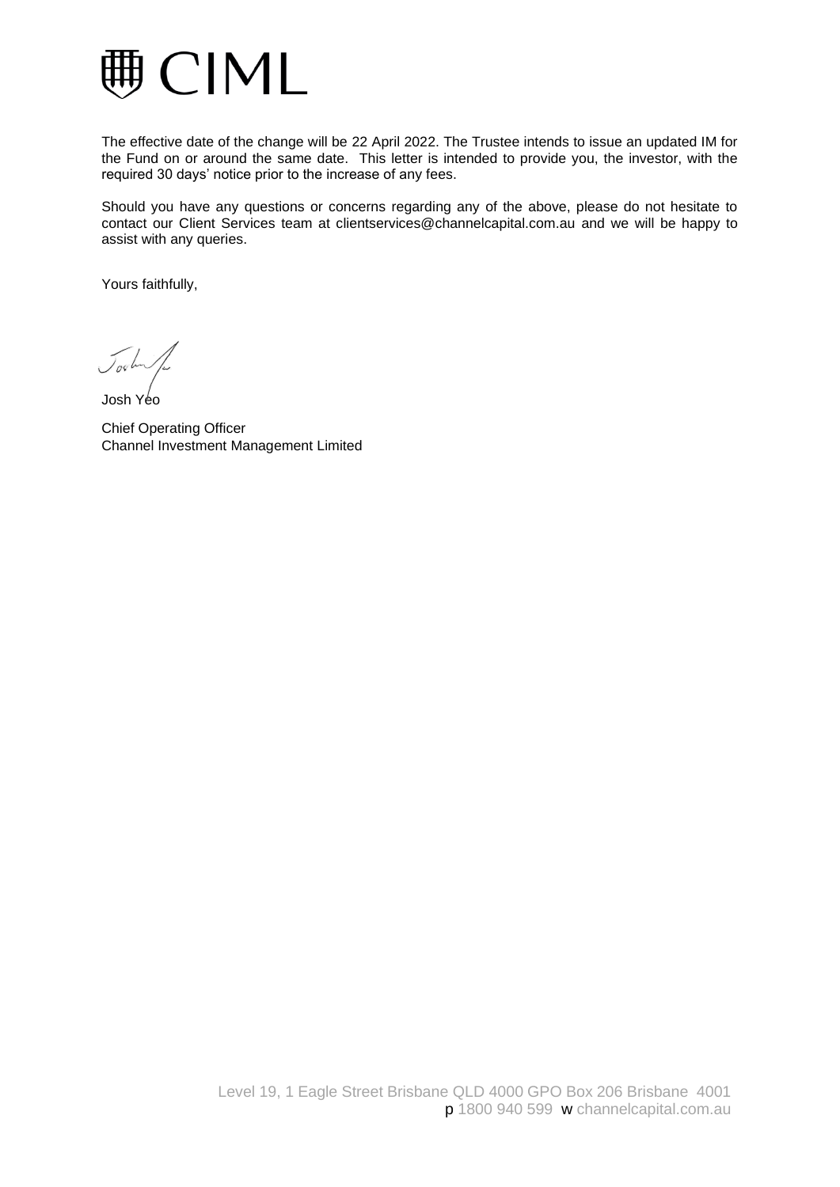The effective date of the change will be 22 April 2022. The Trustee intends to issue an updated IM for the Fund on or around the same date. This letter is intended to provide you, the investor, with the required 30 days' notice prior to the increase of any fees.

Should you have any questions or concerns regarding any of the above, please do not hesitate to contact our Client Services team at clientservices@channelcapital.com.au and we will be happy to assist with any queries.

Yours faithfully,

Josh Yeo

Chief Operating Officer
Channel Investment Management Limited

Level 19, 1 Eagle Street Brisbane QLD 4000 GPO Box 206 Brisbane 4001
p 1800 940 599 w channelcapital.com.au